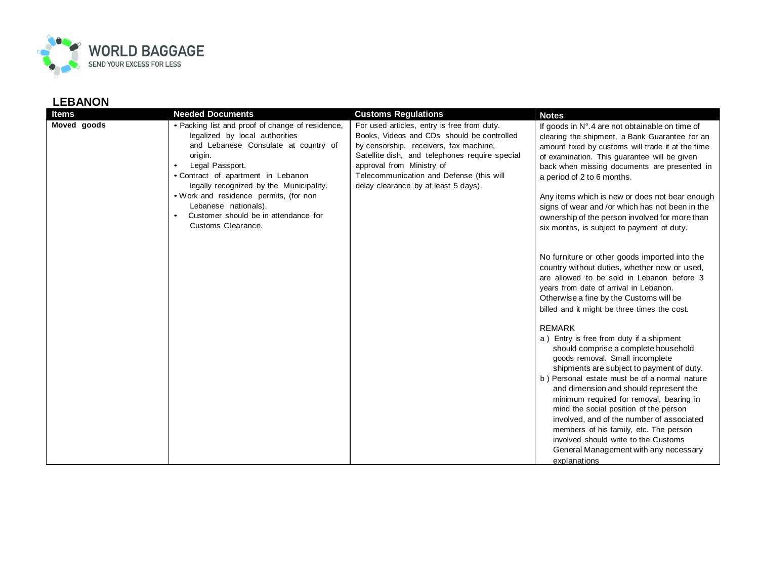WORLD BAGGAGE
SEND YOUR EXCESS FOR LESS

## LEBANON

| Items | Needed Documents | Customs Regulations | Notes |
|---|---|---|---|
| **Moved goods** | • Packing list and proof of change of residence, legalized by local authorities and Lebanese Consulate at country of origin.<br>• Legal Passport.<br>• Contract of apartment in Lebanon legally recognized by the Municipality.<br>• Work and residence permits, (for non Lebanese nationals).<br>• Customer should be in attendance for Customs Clearance. | For used articles, entry is free from duty. Books, Videos and CDs should be controlled by censorship. receivers, fax machine, Satellite dish, and telephones require special approval from Ministry of Telecommunication and Defense (this will delay clearance by at least 5 days). | If goods in N°.4 are not obtainable on time of clearing the shipment, a Bank Guarantee for an amount fixed by customs will trade it at the time of examination. This guarantee will be given back when missing documents are presented in a period of 2 to 6 months.<br><br>Any items which is new or does not bear enough signs of wear and /or which has not been in the ownership of the person involved for more than six months, is subject to payment of duty.<br><br>No furniture or other goods imported into the country without duties, whether new or used, are allowed to be sold in Lebanon before 3 years from date of arrival in Lebanon. Otherwise a fine by the Customs will be billed and it might be three times the cost.<br><br>REMARK<br>a ) Entry is free from duty if a shipment should comprise a complete household goods removal. Small incomplete shipments are subject to payment of duty.<br>b ) Personal estate must be of a normal nature and dimension and should represent the minimum required for removal, bearing in mind the social position of the person involved, and of the number of associated members of his family, etc. The person involved should write to the Customs General Management with any necessary explanations |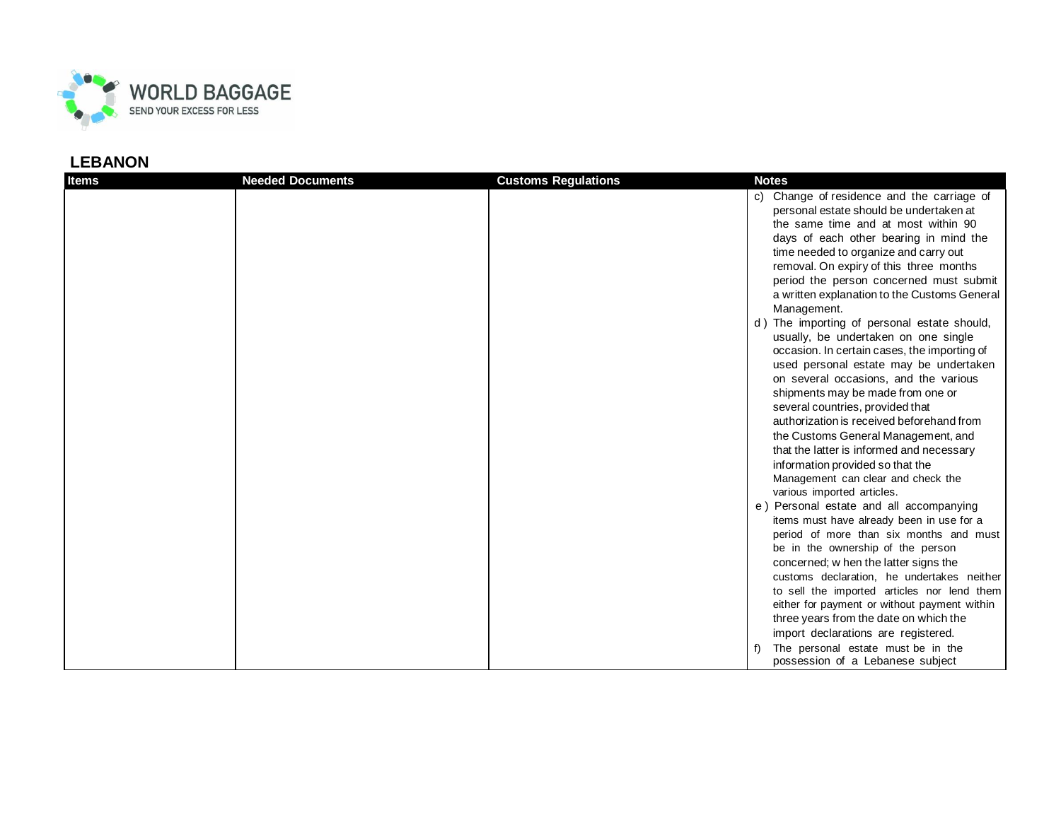## LEBANON

| Items | Needed Documents | Customs Regulations | Notes |
|---|---|---|---|
| | | | c) Change of residence and the carriage of personal estate should be undertaken at the same time and at most within 90 days of each other bearing in mind the time needed to organize and carry out removal. On expiry of this three months period the person concerned must submit a written explanation to the Customs General Management.<br>d ) The importing of personal estate should, usually, be undertaken on one single occasion. In certain cases, the importing of used personal estate may be undertaken on several occasions, and the various shipments may be made from one or several countries, provided that authorization is received beforehand from the Customs General Management, and that the latter is informed and necessary information provided so that the Management can clear and check the various imported articles.<br>e ) Personal estate and all accompanying items must have already been in use for a period of more than six months and must be in the ownership of the person concerned; w hen the latter signs the customs declaration, he undertakes neither to sell the imported articles nor lend them either for payment or without payment within three years from the date on which the import declarations are registered.<br>f) The personal estate must be in the possession of a Lebanese subject |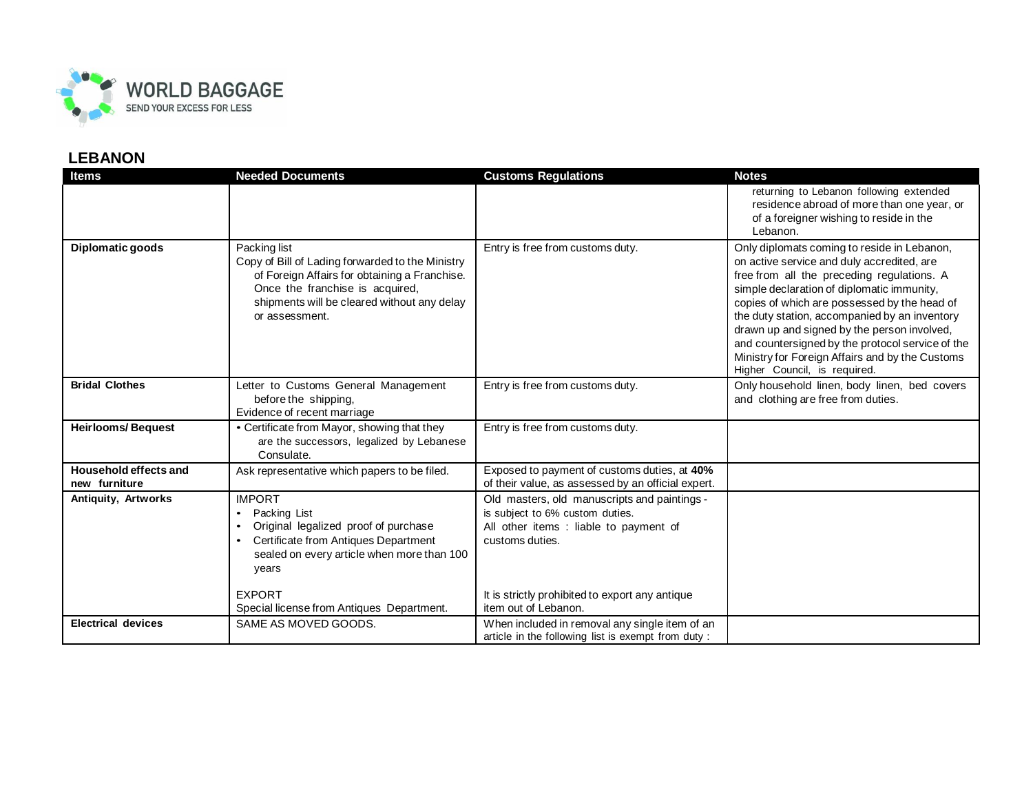## LEBANON

| Items | Needed Documents | Customs Regulations | Notes |
|---|---|---|---|
| | | | returning to Lebanon following extended residence abroad of more than one year, or of a foreigner wishing to reside in the Lebanon. |
| **Diplomatic goods** | Packing list<br>Copy of Bill of Lading forwarded to the Ministry of Foreign Affairs for obtaining a Franchise. Once the franchise is acquired, shipments will be cleared without any delay or assessment. | Entry is free from customs duty. | Only diplomats coming to reside in Lebanon, on active service and duly accredited, are free from all the preceding regulations. A simple declaration of diplomatic immunity, copies of which are possessed by the head of the duty station, accompanied by an inventory drawn up and signed by the person involved, and countersigned by the protocol service of the Ministry for Foreign Affairs and by the Customs Higher Council, is required. |
| **Bridal Clothes** | Letter to Customs General Management before the shipping,<br>Evidence of recent marriage | Entry is free from customs duty. | Only household linen, body linen, bed covers and clothing are free from duties. |
| **Heirlooms/ Bequest** | • Certificate from Mayor, showing that they are the successors, legalized by Lebanese Consulate. | Entry is free from customs duty. | |
| **Household effects and new furniture** | Ask representative which papers to be filed. | Exposed to payment of customs duties, at **40%** of their value, as assessed by an official expert. | |
| **Antiquity, Artworks** | IMPORT<br>• Packing List<br>• Original legalized proof of purchase<br>• Certificate from Antiques Department sealed on every article when more than 100 years<br><br>EXPORT<br>Special license from Antiques Department. | Old masters, old manuscripts and paintings - is subject to 6% custom duties.<br>All other items : liable to payment of customs duties.<br><br>It is strictly prohibited to export any antique item out of Lebanon. | |
| **Electrical devices** | SAME AS MOVED GOODS. | When included in removal any single item of an article in the following list is exempt from duty : | |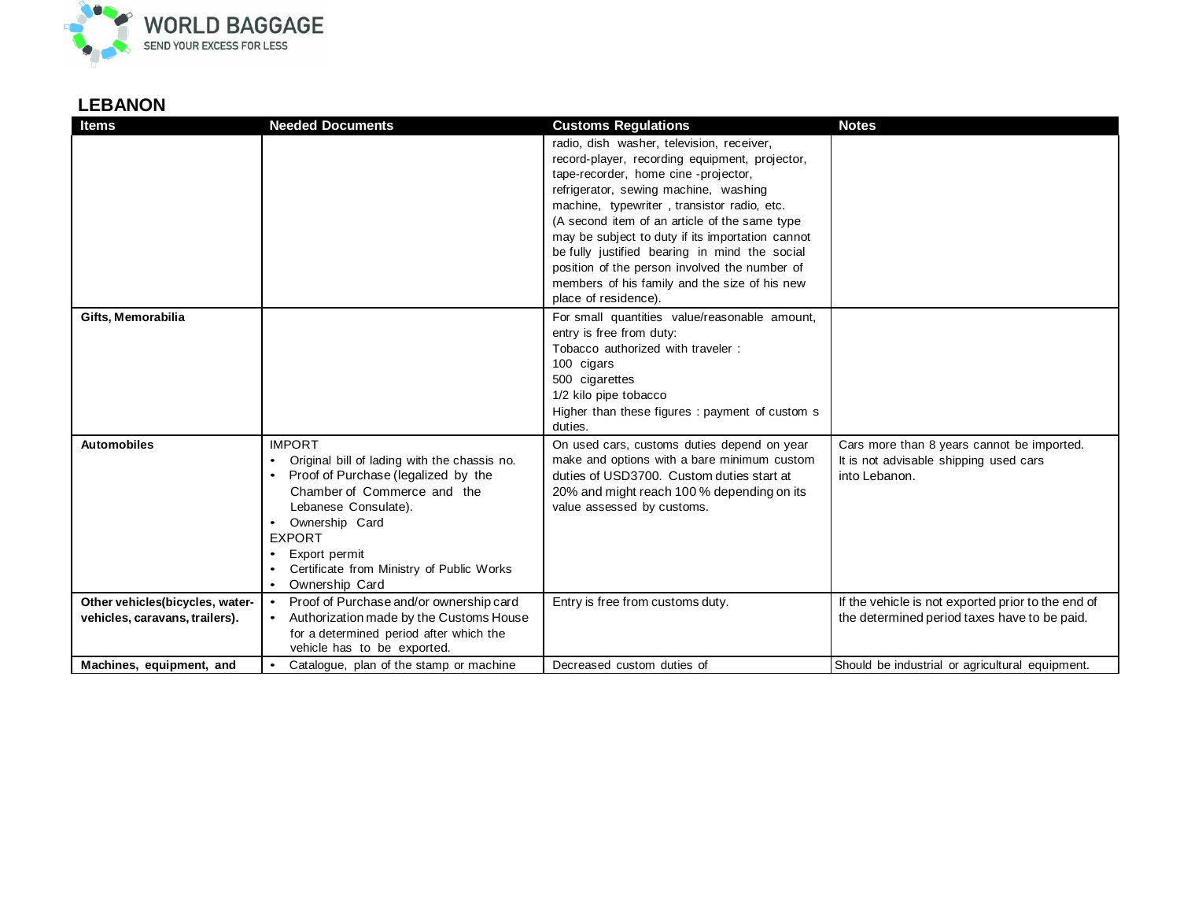## LEBANON

| Items | Needed Documents | Customs Regulations | Notes |
|---|---|---|---|
| | | radio, dish washer, television, receiver, record-player, recording equipment, projector, tape-recorder, home cine -projector, refrigerator, sewing machine, washing machine, typewriter , transistor radio, etc. (A second item of an article of the same type may be subject to duty if its importation cannot be fully justified bearing in mind the social position of the person involved the number of members of his family and the size of his new place of residence). | |
| **Gifts, Memorabilia** | | For small quantities value/reasonable amount, entry is free from duty:<br>Tobacco authorized with traveler :<br>100 cigars<br>500 cigarettes<br>1/2 kilo pipe tobacco<br>Higher than these figures : payment of custom s duties. | |
| **Automobiles** | IMPORT<br>• Original bill of lading with the chassis no.<br>• Proof of Purchase (legalized by the Chamber of Commerce and the Lebanese Consulate).<br>• Ownership Card<br>EXPORT<br>• Export permit<br>• Certificate from Ministry of Public Works<br>• Ownership Card | On used cars, customs duties depend on year make and options with a bare minimum custom duties of USD3700. Custom duties start at 20% and might reach 100 % depending on its value assessed by customs. | Cars more than 8 years cannot be imported.<br>It is not advisable shipping used cars into Lebanon. |
| **Other vehicles(bicycles, water-vehicles, caravans, trailers).** | • Proof of Purchase and/or ownership card<br>• Authorization made by the Customs House for a determined period after which the vehicle has to be exported. | Entry is free from customs duty. | If the vehicle is not exported prior to the end of the determined period taxes have to be paid. |
| **Machines, equipment, and** | • Catalogue, plan of the stamp or machine | Decreased custom duties of | Should be industrial or agricultural equipment. |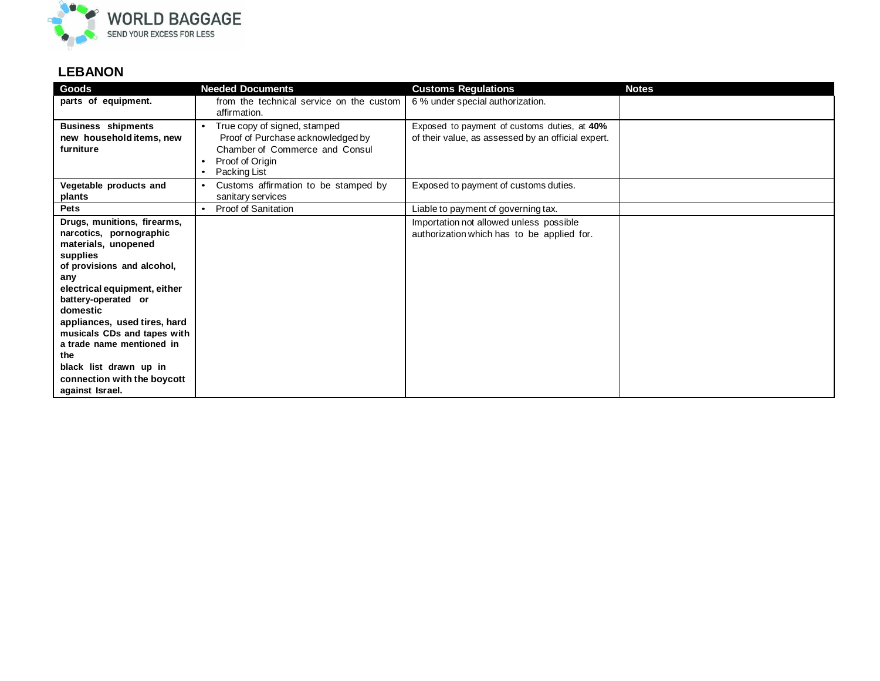## LEBANON

| Goods | Needed Documents | Customs Regulations | Notes |
|---|---|---|---|
| **parts of equipment.** | from the technical service on the custom affirmation. | 6 % under special authorization. | |
| **Business shipments new household items, new furniture** | • True copy of signed, stamped Proof of Purchase acknowledged by Chamber of Commerce and Consul<br>• Proof of Origin<br>• Packing List | Exposed to payment of customs duties, at **40%** of their value, as assessed by an official expert. | |
| **Vegetable products and plants** | • Customs affirmation to be stamped by sanitary services | Exposed to payment of customs duties. | |
| **Pets** | • Proof of Sanitation | Liable to payment of governing tax. | |
| **Drugs, munitions, firearms, narcotics, pornographic materials, unopened supplies of provisions and alcohol, any electrical equipment, either battery-operated or domestic appliances, used tires, hard musicals CDs and tapes with a trade name mentioned in the black list drawn up in connection with the boycott against Israel.** | | Importation not allowed unless possible authorization which has to be applied for. | |